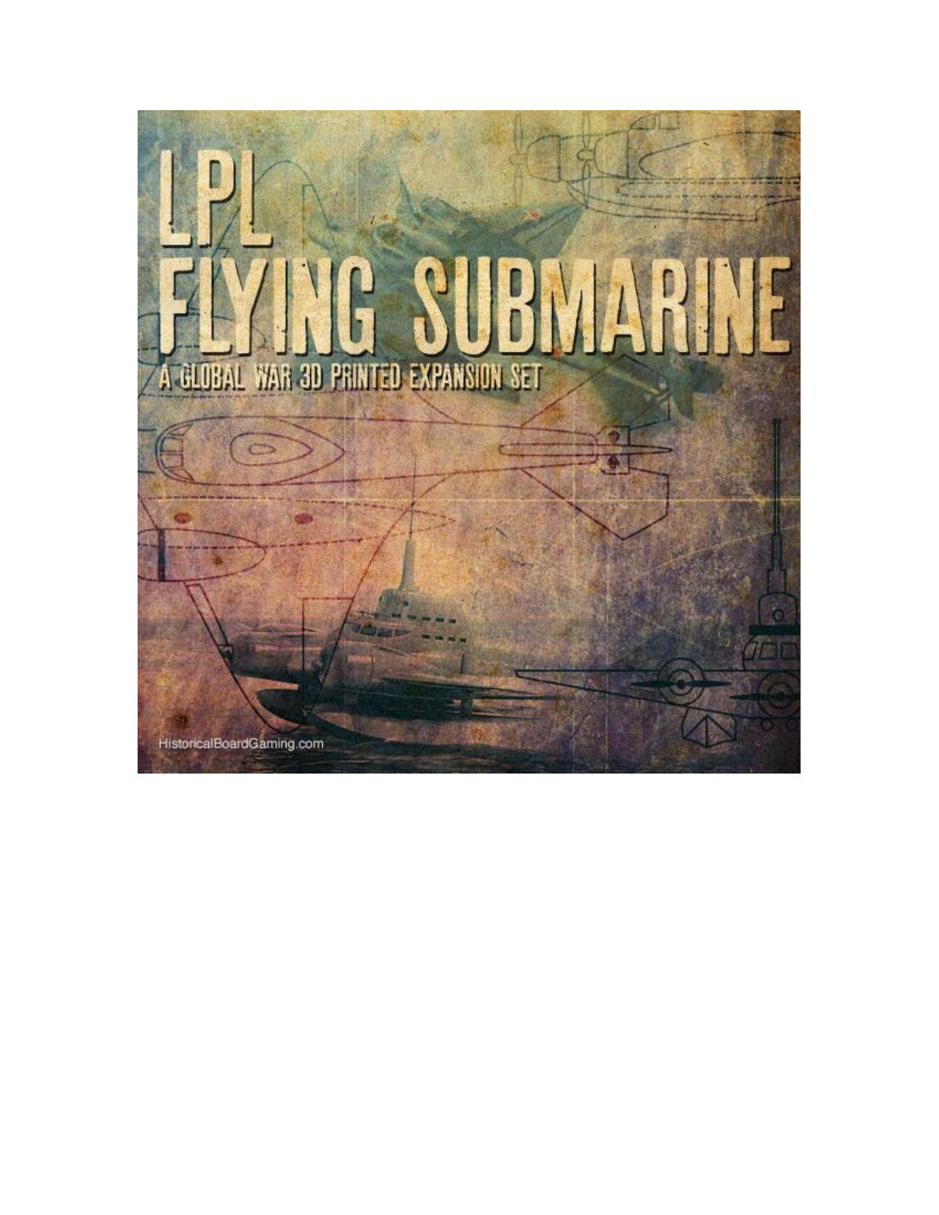# LPL FLYING SUBMARINE

## A GLOBAL WAR 3D PRINTED EXPANSION SET

HistoricalBoardGaming.com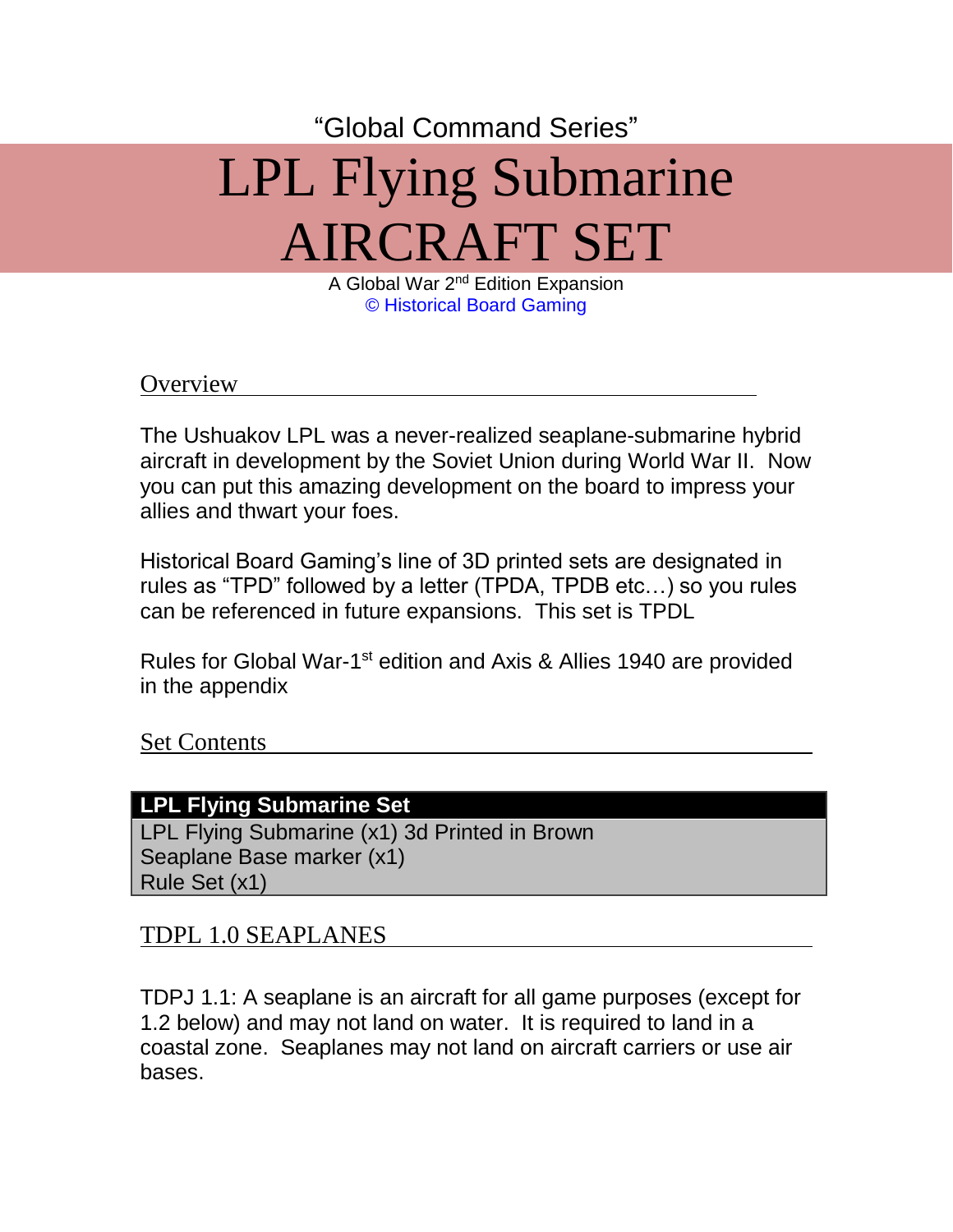“Global Command Series”

# LPL Flying Submarine AIRCRAFT SET

A Global War 2nd Edition Expansion
© Historical Board Gaming

## Overview

The Ushuakov LPL was a never-realized seaplane-submarine hybrid aircraft in development by the Soviet Union during World War II. Now you can put this amazing development on the board to impress your allies and thwart your foes.

Historical Board Gaming’s line of 3D printed sets are designated in rules as “TPD” followed by a letter (TPDA, TPDB etc…) so you rules can be referenced in future expansions. This set is TPDL

Rules for Global War-1st edition and Axis & Allies 1940 are provided in the appendix

## Set Contents

| LPL Flying Submarine Set |
| --- |
| LPL Flying Submarine (x1) 3d Printed in Brown |
| Seaplane Base marker (x1) |
| Rule Set (x1) |

## TDPL 1.0 SEAPLANES

TDPJ 1.1: A seaplane is an aircraft for all game purposes (except for 1.2 below) and may not land on water. It is required to land in a coastal zone. Seaplanes may not land on aircraft carriers or use air bases.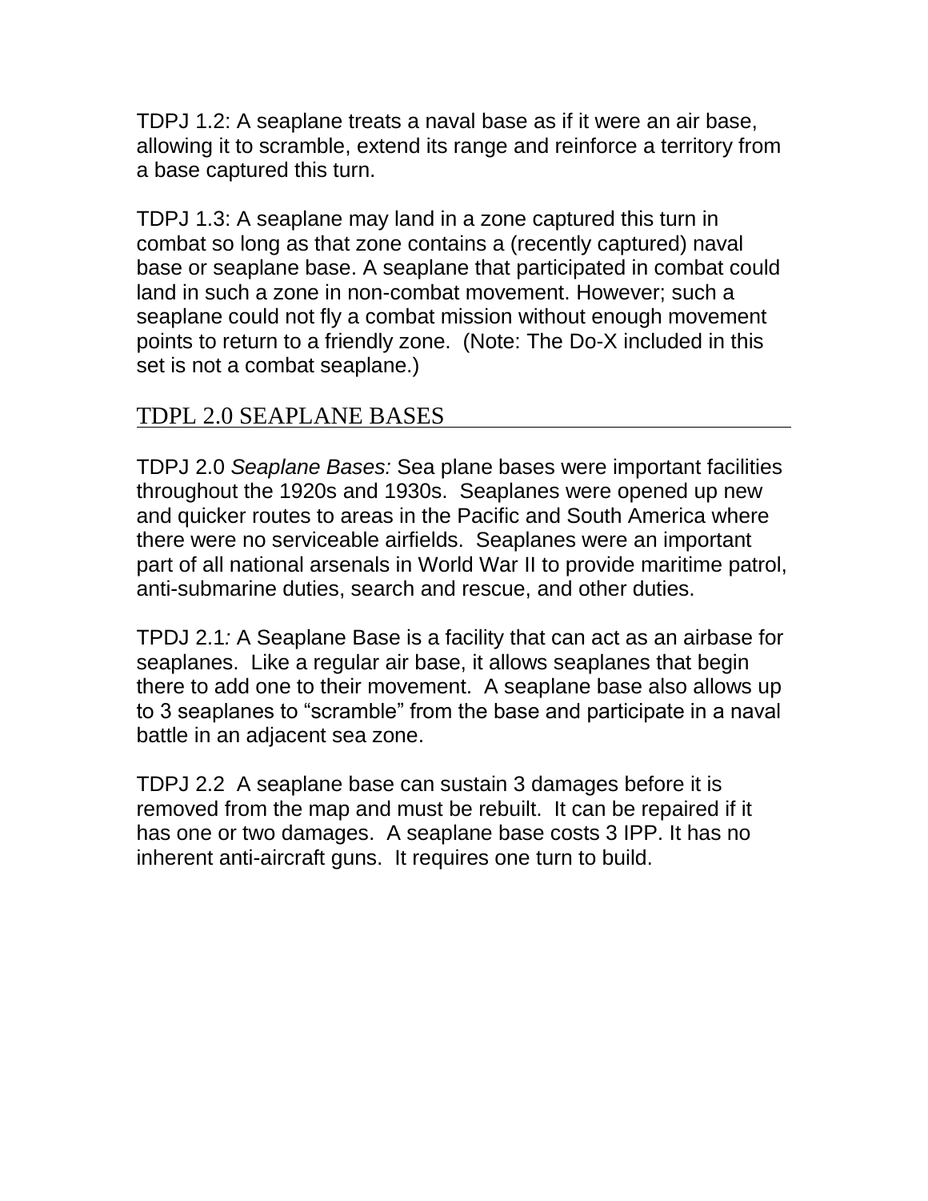TDPJ 1.2: A seaplane treats a naval base as if it were an air base, allowing it to scramble, extend its range and reinforce a territory from a base captured this turn.

TDPJ 1.3: A seaplane may land in a zone captured this turn in combat so long as that zone contains a (recently captured) naval base or seaplane base. A seaplane that participated in combat could land in such a zone in non-combat movement. However; such a seaplane could not fly a combat mission without enough movement points to return to a friendly zone. (Note: The Do-X included in this set is not a combat seaplane.)

## TDPL 2.0 SEAPLANE BASES

TDPJ 2.0 *Seaplane Bases:* Sea plane bases were important facilities throughout the 1920s and 1930s. Seaplanes were opened up new and quicker routes to areas in the Pacific and South America where there were no serviceable airfields. Seaplanes were an important part of all national arsenals in World War II to provide maritime patrol, anti-submarine duties, search and rescue, and other duties.

TPDJ 2.1*:* A Seaplane Base is a facility that can act as an airbase for seaplanes. Like a regular air base, it allows seaplanes that begin there to add one to their movement. A seaplane base also allows up to 3 seaplanes to “scramble” from the base and participate in a naval battle in an adjacent sea zone.

TDPJ 2.2 A seaplane base can sustain 3 damages before it is removed from the map and must be rebuilt. It can be repaired if it has one or two damages. A seaplane base costs 3 IPP. It has no inherent anti-aircraft guns. It requires one turn to build.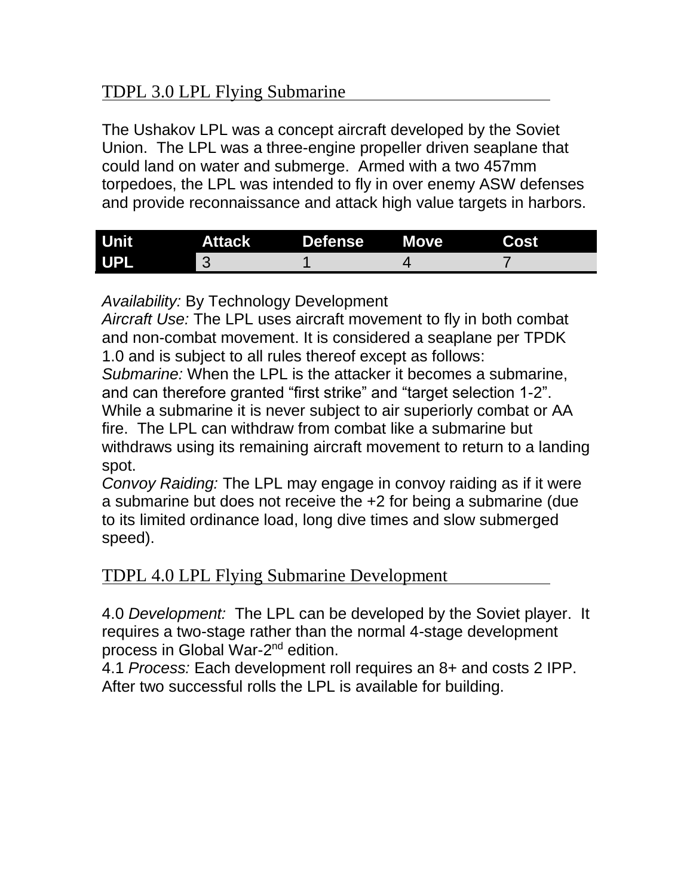## TDPL 3.0 LPL Flying Submarine

The Ushakov LPL was a concept aircraft developed by the Soviet Union. The LPL was a three-engine propeller driven seaplane that could land on water and submerge. Armed with a two 457mm torpedoes, the LPL was intended to fly in over enemy ASW defenses and provide reconnaissance and attack high value targets in harbors.

| Unit | Attack | Defense | Move | Cost |
|---|---|---|---|---|
| UPL | 3 | 1 | 4 | 7 |

*Availability:* By Technology Development
*Aircraft Use:* The LPL uses aircraft movement to fly in both combat and non-combat movement. It is considered a seaplane per TPDK 1.0 and is subject to all rules thereof except as follows:
*Submarine:* When the LPL is the attacker it becomes a submarine, and can therefore granted "first strike" and "target selection 1-2". While a submarine it is never subject to air superiorly combat or AA fire. The LPL can withdraw from combat like a submarine but withdraws using its remaining aircraft movement to return to a landing spot.
*Convoy Raiding:* The LPL may engage in convoy raiding as if it were a submarine but does not receive the +2 for being a submarine (due to its limited ordinance load, long dive times and slow submerged speed).

## TDPL 4.0 LPL Flying Submarine Development

4.0 *Development:* The LPL can be developed by the Soviet player. It requires a two-stage rather than the normal 4-stage development process in Global War-2nd edition.
4.1 *Process:* Each development roll requires an 8+ and costs 2 IPP. After two successful rolls the LPL is available for building.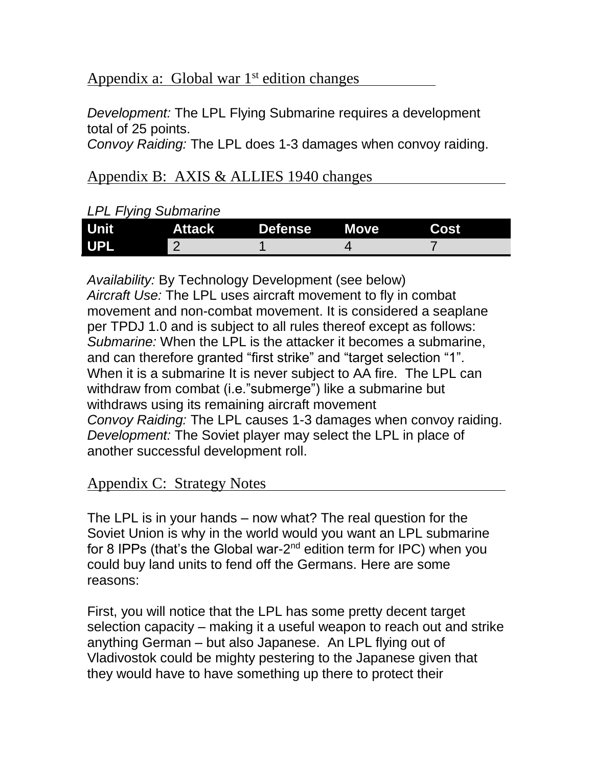## Appendix a: Global war 1st edition changes

*Development:* The LPL Flying Submarine requires a development total of 25 points.
*Convoy Raiding:* The LPL does 1-3 damages when convoy raiding.

## Appendix B: AXIS & ALLIES 1940 changes

*LPL Flying Submarine*

| Unit | Attack | Defense | Move | Cost |
|---|---|---|---|---|
| UPL | 2 | 1 | 4 | 7 |

*Availability:* By Technology Development (see below)
*Aircraft Use:* The LPL uses aircraft movement to fly in combat movement and non-combat movement. It is considered a seaplane per TPDJ 1.0 and is subject to all rules thereof except as follows:
*Submarine:* When the LPL is the attacker it becomes a submarine, and can therefore granted "first strike" and "target selection "1". When it is a submarine It is never subject to AA fire. The LPL can withdraw from combat (i.e."submerge") like a submarine but withdraws using its remaining aircraft movement
*Convoy Raiding:* The LPL causes 1-3 damages when convoy raiding.
*Development:* The Soviet player may select the LPL in place of another successful development roll.

## Appendix C: Strategy Notes

The LPL is in your hands – now what? The real question for the Soviet Union is why in the world would you want an LPL submarine for 8 IPPs (that's the Global war-2nd edition term for IPC) when you could buy land units to fend off the Germans. Here are some reasons:

First, you will notice that the LPL has some pretty decent target selection capacity – making it a useful weapon to reach out and strike anything German – but also Japanese. An LPL flying out of Vladivostok could be mighty pestering to the Japanese given that they would have to have something up there to protect their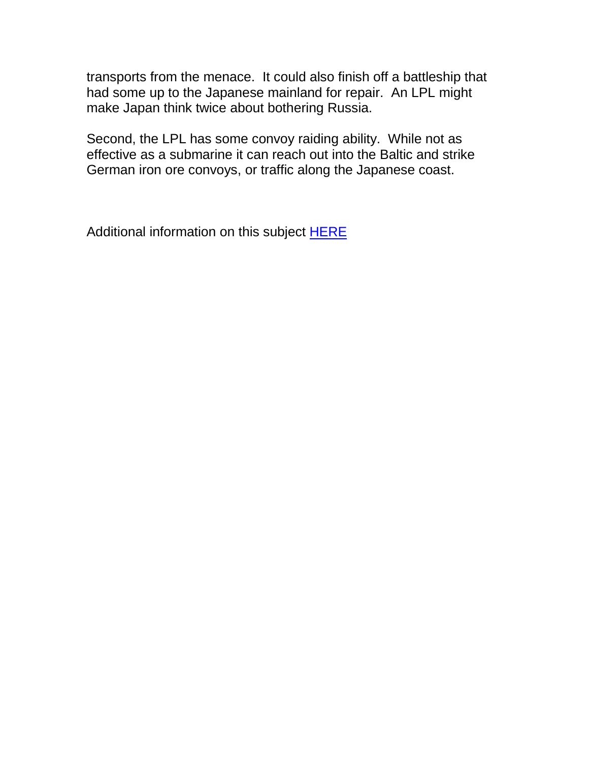transports from the menace. It could also finish off a battleship that had some up to the Japanese mainland for repair. An LPL might make Japan think twice about bothering Russia.

Second, the LPL has some convoy raiding ability. While not as effective as a submarine it can reach out into the Baltic and strike German iron ore convoys, or traffic along the Japanese coast.

Additional information on this subject HERE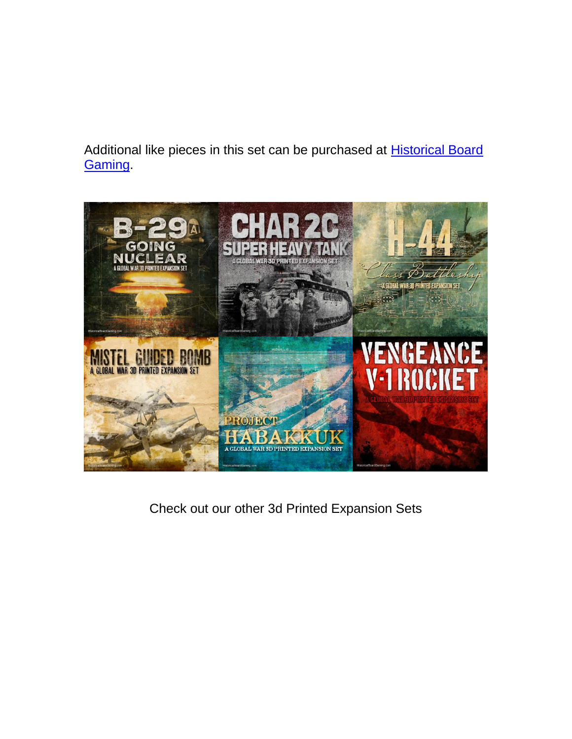Additional like pieces in this set can be purchased at [Historical Board Gaming](#).

Check out our other 3d Printed Expansion Sets